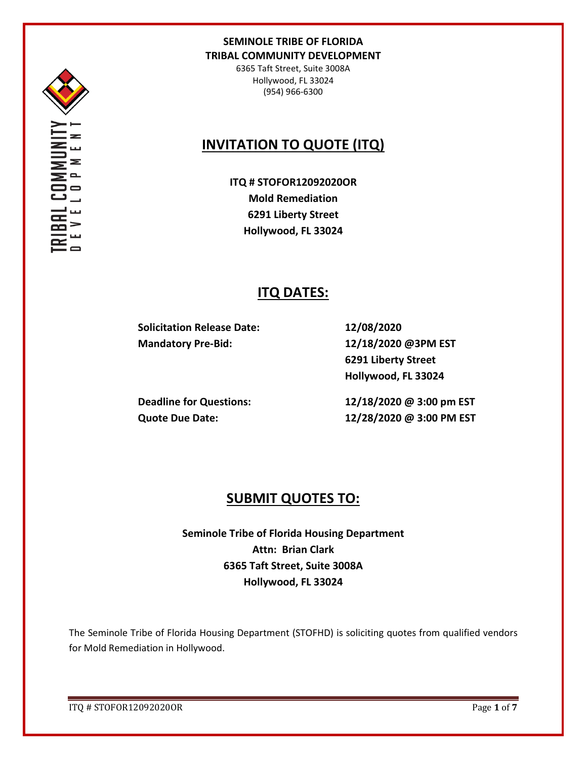**SEMINOLE TRIBE OF FLORIDA**
**TRIBAL COMMUNITY DEVELOPMENT**
6365 Taft Street, Suite 3008A
Hollywood, FL 33024
(954) 966-6300

# INVITATION TO QUOTE (ITQ)

**ITQ # STOFOR12092020OR**
**Mold Remediation**
**6291 Liberty Street**
**Hollywood, FL 33024**

## ITQ DATES:

| | |
|---|---|
| **Solicitation Release Date:** | **12/08/2020** |
| **Mandatory Pre-Bid:** | **12/18/2020 @3PM EST**<br>**6291 Liberty Street**<br>**Hollywood, FL 33024** |
| **Deadline for Questions:** | **12/18/2020 @ 3:00 pm EST** |
| **Quote Due Date:** | **12/28/2020 @ 3:00 PM EST** |

## SUBMIT QUOTES TO:

**Seminole Tribe of Florida Housing Department**
**Attn: Brian Clark**
**6365 Taft Street, Suite 3008A**
**Hollywood, FL 33024**

The Seminole Tribe of Florida Housing Department (STOFHD) is soliciting quotes from qualified vendors for Mold Remediation in Hollywood.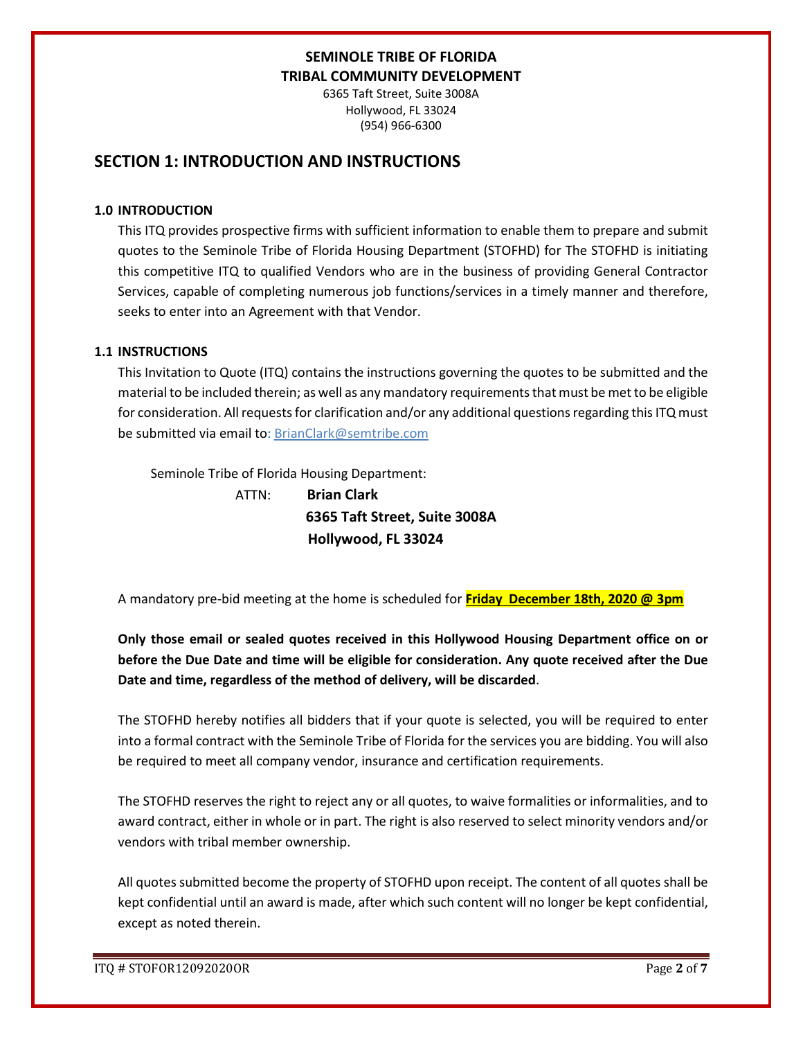**SEMINOLE TRIBE OF FLORIDA**
**TRIBAL COMMUNITY DEVELOPMENT**

6365 Taft Street, Suite 3008A
Hollywood, FL 33024
(954) 966-6300

## SECTION 1: INTRODUCTION AND INSTRUCTIONS

### 1.0 INTRODUCTION

This ITQ provides prospective firms with sufficient information to enable them to prepare and submit quotes to the Seminole Tribe of Florida Housing Department (STOFHD) for The STOFHD is initiating this competitive ITQ to qualified Vendors who are in the business of providing General Contractor Services, capable of completing numerous job functions/services in a timely manner and therefore, seeks to enter into an Agreement with that Vendor.

### 1.1 INSTRUCTIONS

This Invitation to Quote (ITQ) contains the instructions governing the quotes to be submitted and the material to be included therein; as well as any mandatory requirements that must be met to be eligible for consideration. All requests for clarification and/or any additional questions regarding this ITQ must be submitted via email to: BrianClark@semtribe.com

Seminole Tribe of Florida Housing Department:

ATTN: **Brian Clark**
**6365 Taft Street, Suite 3008A**
**Hollywood, FL 33024**

A mandatory pre-bid meeting at the home is scheduled for **Friday December 18th, 2020 @ 3pm**

**Only those email or sealed quotes received in this Hollywood Housing Department office on or before the Due Date and time will be eligible for consideration. Any quote received after the Due Date and time, regardless of the method of delivery, will be discarded**.

The STOFHD hereby notifies all bidders that if your quote is selected, you will be required to enter into a formal contract with the Seminole Tribe of Florida for the services you are bidding. You will also be required to meet all company vendor, insurance and certification requirements.

The STOFHD reserves the right to reject any or all quotes, to waive formalities or informalities, and to award contract, either in whole or in part. The right is also reserved to select minority vendors and/or vendors with tribal member ownership.

All quotes submitted become the property of STOFHD upon receipt. The content of all quotes shall be kept confidential until an award is made, after which such content will no longer be kept confidential, except as noted therein.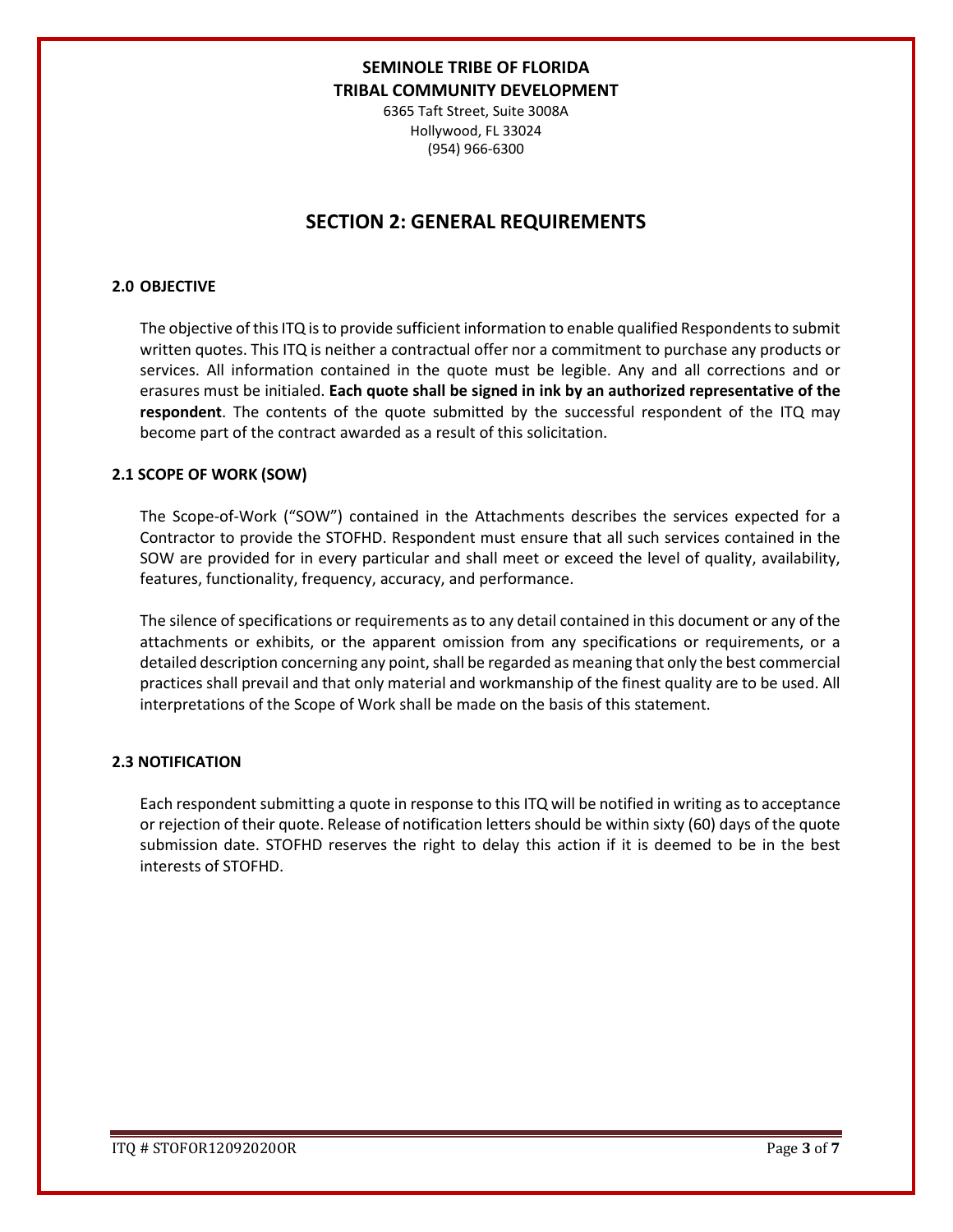**SEMINOLE TRIBE OF FLORIDA**
**TRIBAL COMMUNITY DEVELOPMENT**
6365 Taft Street, Suite 3008A
Hollywood, FL 33024
(954) 966-6300

# SECTION 2: GENERAL REQUIREMENTS

### 2.0 OBJECTIVE

The objective of this ITQ is to provide sufficient information to enable qualified Respondents to submit written quotes. This ITQ is neither a contractual offer nor a commitment to purchase any products or services. All information contained in the quote must be legible. Any and all corrections and or erasures must be initialed. **Each quote shall be signed in ink by an authorized representative of the respondent**. The contents of the quote submitted by the successful respondent of the ITQ may become part of the contract awarded as a result of this solicitation.

### 2.1 SCOPE OF WORK (SOW)

The Scope-of-Work ("SOW") contained in the Attachments describes the services expected for a Contractor to provide the STOFHD. Respondent must ensure that all such services contained in the SOW are provided for in every particular and shall meet or exceed the level of quality, availability, features, functionality, frequency, accuracy, and performance.

The silence of specifications or requirements as to any detail contained in this document or any of the attachments or exhibits, or the apparent omission from any specifications or requirements, or a detailed description concerning any point, shall be regarded as meaning that only the best commercial practices shall prevail and that only material and workmanship of the finest quality are to be used. All interpretations of the Scope of Work shall be made on the basis of this statement.

### 2.3 NOTIFICATION

Each respondent submitting a quote in response to this ITQ will be notified in writing as to acceptance or rejection of their quote. Release of notification letters should be within sixty (60) days of the quote submission date. STOFHD reserves the right to delay this action if it is deemed to be in the best interests of STOFHD.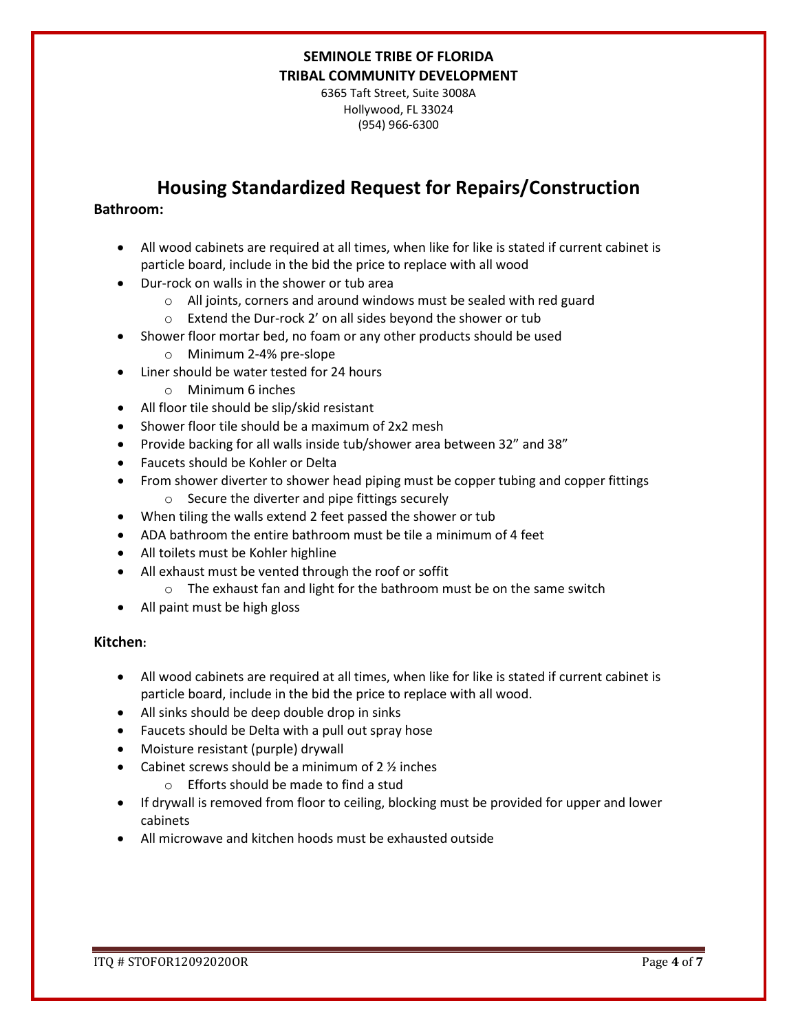**SEMINOLE TRIBE OF FLORIDA**
**TRIBAL COMMUNITY DEVELOPMENT**
6365 Taft Street, Suite 3008A
Hollywood, FL 33024
(954) 966-6300

# Housing Standardized Request for Repairs/Construction

**Bathroom:**

- All wood cabinets are required at all times, when like for like is stated if current cabinet is particle board, include in the bid the price to replace with all wood
- Dur-rock on walls in the shower or tub area
  - All joints, corners and around windows must be sealed with red guard
  - Extend the Dur-rock 2' on all sides beyond the shower or tub
- Shower floor mortar bed, no foam or any other products should be used
  - Minimum 2-4% pre-slope
- Liner should be water tested for 24 hours
  - Minimum 6 inches
- All floor tile should be slip/skid resistant
- Shower floor tile should be a maximum of 2x2 mesh
- Provide backing for all walls inside tub/shower area between 32" and 38"
- Faucets should be Kohler or Delta
- From shower diverter to shower head piping must be copper tubing and copper fittings
  - Secure the diverter and pipe fittings securely
- When tiling the walls extend 2 feet passed the shower or tub
- ADA bathroom the entire bathroom must be tile a minimum of 4 feet
- All toilets must be Kohler highline
- All exhaust must be vented through the roof or soffit
  - The exhaust fan and light for the bathroom must be on the same switch
- All paint must be high gloss

**Kitchen:**

- All wood cabinets are required at all times, when like for like is stated if current cabinet is particle board, include in the bid the price to replace with all wood.
- All sinks should be deep double drop in sinks
- Faucets should be Delta with a pull out spray hose
- Moisture resistant (purple) drywall
- Cabinet screws should be a minimum of 2 ½ inches
  - Efforts should be made to find a stud
- If drywall is removed from floor to ceiling, blocking must be provided for upper and lower cabinets
- All microwave and kitchen hoods must be exhausted outside

ITQ # STOFOR12092020OR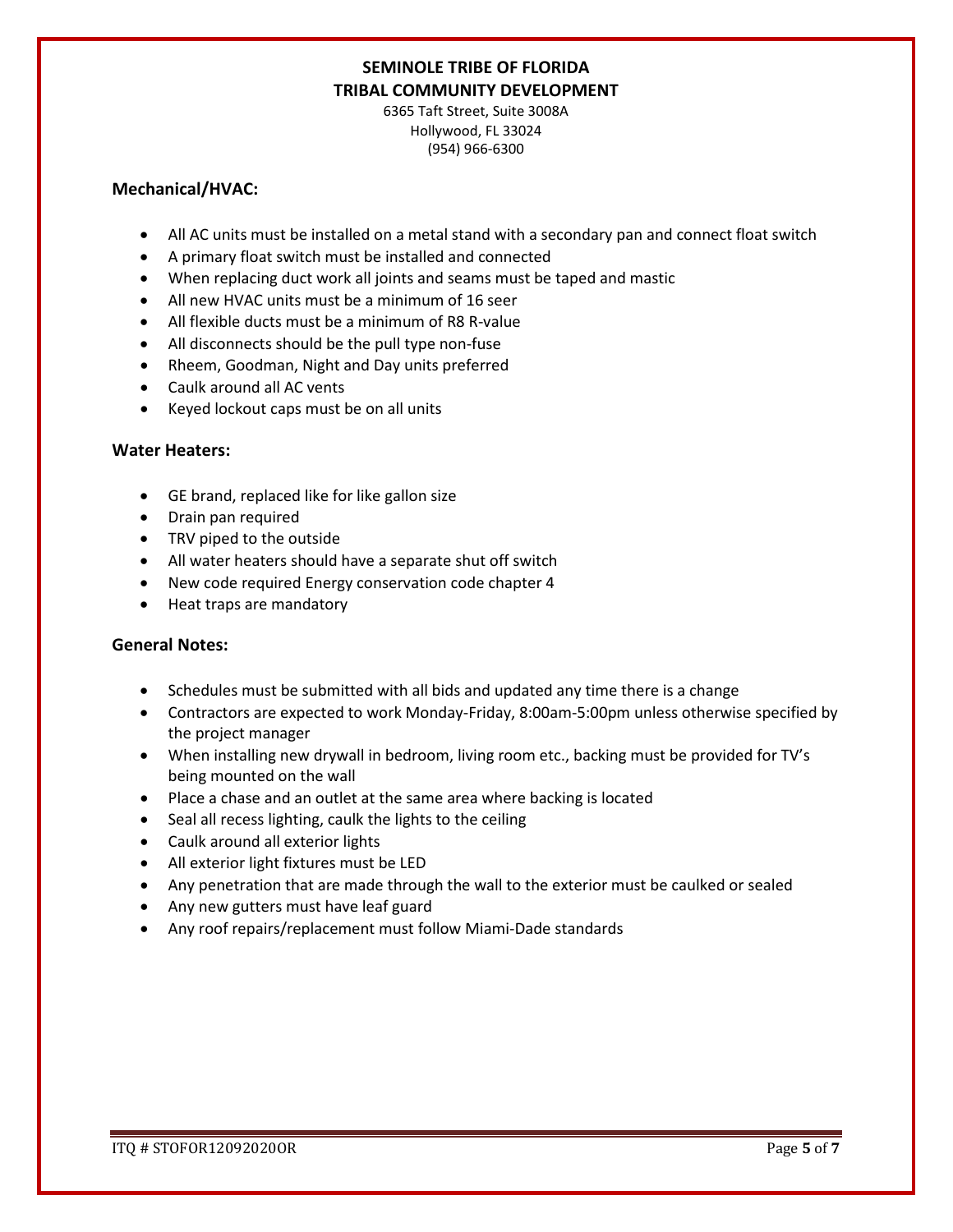**SEMINOLE TRIBE OF FLORIDA**
**TRIBAL COMMUNITY DEVELOPMENT**
6365 Taft Street, Suite 3008A
Hollywood, FL 33024
(954) 966-6300

## Mechanical/HVAC:

- All AC units must be installed on a metal stand with a secondary pan and connect float switch
- A primary float switch must be installed and connected
- When replacing duct work all joints and seams must be taped and mastic
- All new HVAC units must be a minimum of 16 seer
- All flexible ducts must be a minimum of R8 R-value
- All disconnects should be the pull type non-fuse
- Rheem, Goodman, Night and Day units preferred
- Caulk around all AC vents
- Keyed lockout caps must be on all units

## Water Heaters:

- GE brand, replaced like for like gallon size
- Drain pan required
- TRV piped to the outside
- All water heaters should have a separate shut off switch
- New code required Energy conservation code chapter 4
- Heat traps are mandatory

## General Notes:

- Schedules must be submitted with all bids and updated any time there is a change
- Contractors are expected to work Monday-Friday, 8:00am-5:00pm unless otherwise specified by the project manager
- When installing new drywall in bedroom, living room etc., backing must be provided for TV's being mounted on the wall
- Place a chase and an outlet at the same area where backing is located
- Seal all recess lighting, caulk the lights to the ceiling
- Caulk around all exterior lights
- All exterior light fixtures must be LED
- Any penetration that are made through the wall to the exterior must be caulked or sealed
- Any new gutters must have leaf guard
- Any roof repairs/replacement must follow Miami-Dade standards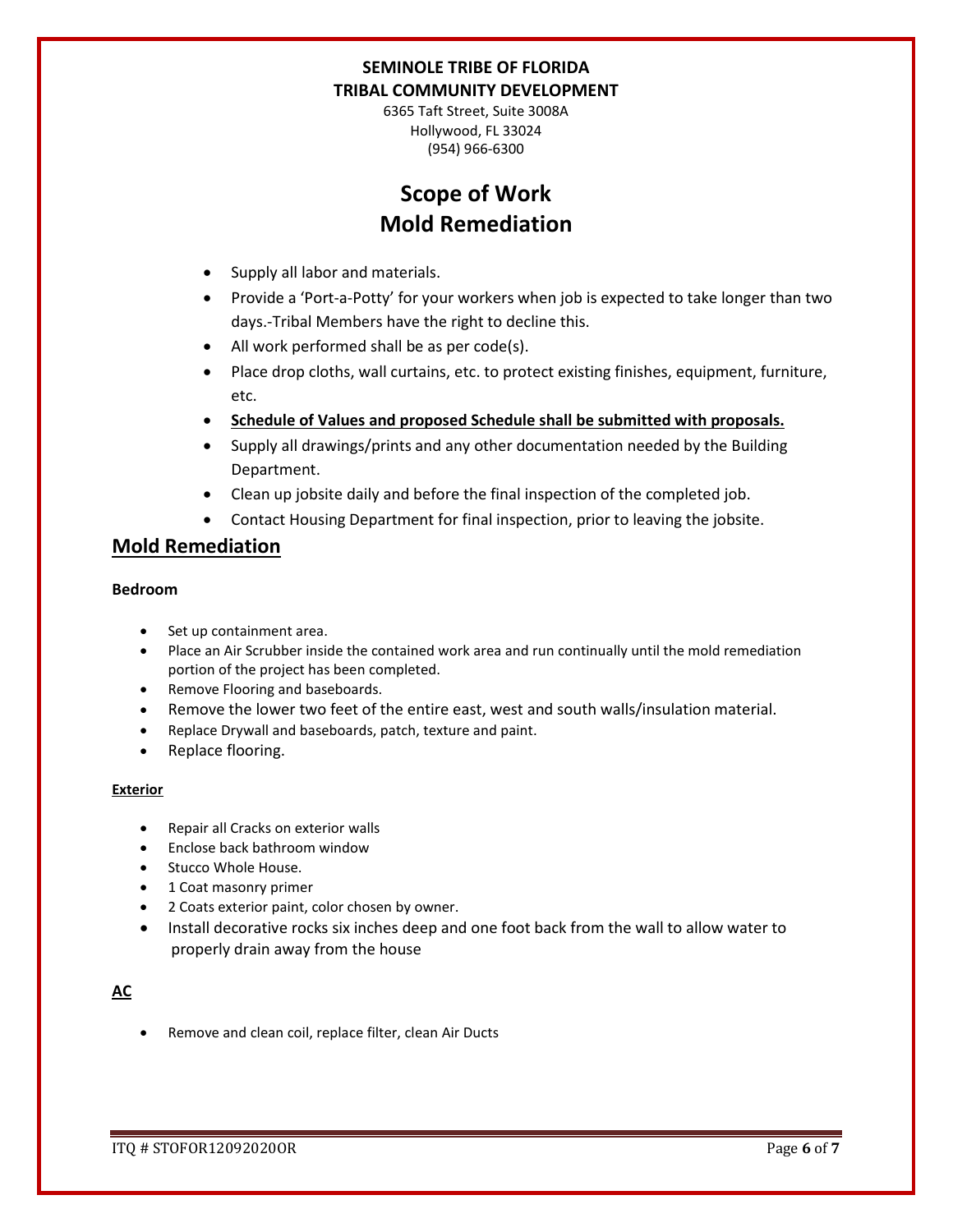**SEMINOLE TRIBE OF FLORIDA**
**TRIBAL COMMUNITY DEVELOPMENT**
6365 Taft Street, Suite 3008A
Hollywood, FL 33024
(954) 966-6300

# Scope of Work
# Mold Remediation

- Supply all labor and materials.
- Provide a 'Port-a-Potty' for your workers when job is expected to take longer than two days.-Tribal Members have the right to decline this.
- All work performed shall be as per code(s).
- Place drop cloths, wall curtains, etc. to protect existing finishes, equipment, furniture, etc.
- **Schedule of Values and proposed Schedule shall be submitted with proposals.**
- Supply all drawings/prints and any other documentation needed by the Building Department.
- Clean up jobsite daily and before the final inspection of the completed job.
- Contact Housing Department for final inspection, prior to leaving the jobsite.

## Mold Remediation

### Bedroom

- Set up containment area.
- Place an Air Scrubber inside the contained work area and run continually until the mold remediation portion of the project has been completed.
- Remove Flooring and baseboards.
- Remove the lower two feet of the entire east, west and south walls/insulation material.
- Replace Drywall and baseboards, patch, texture and paint.
- Replace flooring.

### Exterior

- Repair all Cracks on exterior walls
- Enclose back bathroom window
- Stucco Whole House.
- 1 Coat masonry primer
- 2 Coats exterior paint, color chosen by owner.
- Install decorative rocks six inches deep and one foot back from the wall to allow water to properly drain away from the house

### AC

- Remove and clean coil, replace filter, clean Air Ducts

ITQ # STOFOR12092020OR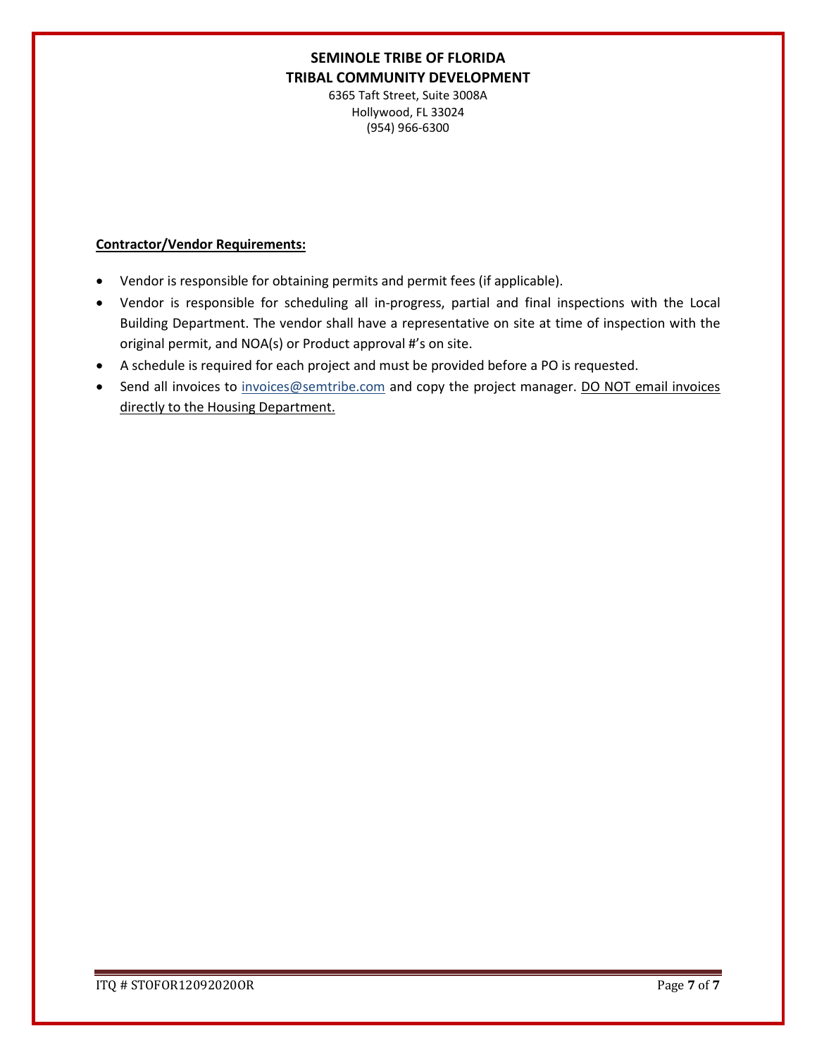**SEMINOLE TRIBE OF FLORIDA**
**TRIBAL COMMUNITY DEVELOPMENT**
6365 Taft Street, Suite 3008A
Hollywood, FL 33024
(954) 966-6300

**Contractor/Vendor Requirements:**

- Vendor is responsible for obtaining permits and permit fees (if applicable).
- Vendor is responsible for scheduling all in-progress, partial and final inspections with the Local Building Department. The vendor shall have a representative on site at time of inspection with the original permit, and NOA(s) or Product approval #'s on site.
- A schedule is required for each project and must be provided before a PO is requested.
- Send all invoices to invoices@semtribe.com and copy the project manager. DO NOT email invoices directly to the Housing Department.